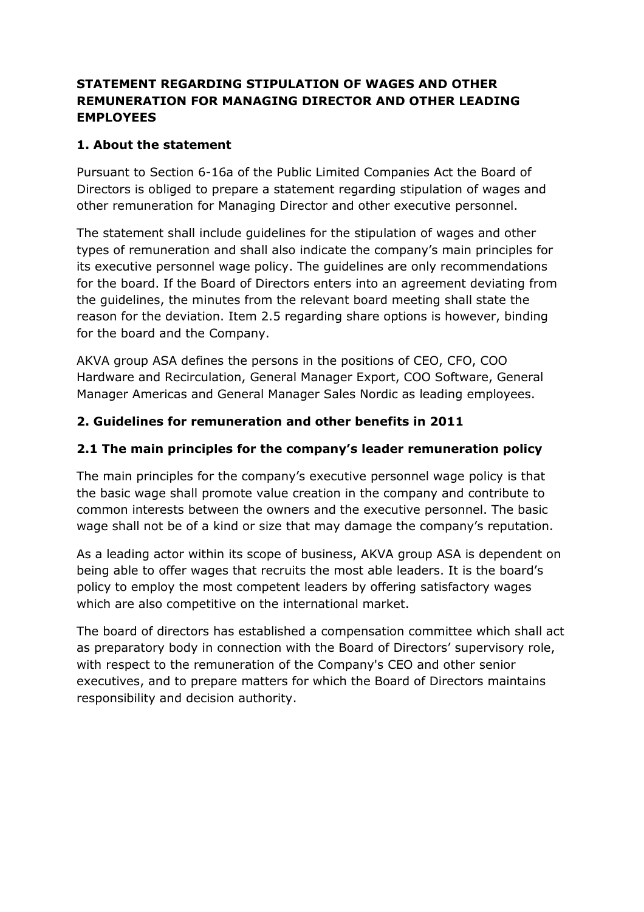# STATEMENT REGARDING STIPULATION OF WAGES AND OTHER REMUNERATION FOR MANAGING DIRECTOR AND OTHER LEADING EMPLOYEES

## 1. About the statement

Pursuant to Section 6-16a of the Public Limited Companies Act the Board of Directors is obliged to prepare a statement regarding stipulation of wages and other remuneration for Managing Director and other executive personnel.

The statement shall include guidelines for the stipulation of wages and other types of remuneration and shall also indicate the company's main principles for its executive personnel wage policy. The guidelines are only recommendations for the board. If the Board of Directors enters into an agreement deviating from the guidelines, the minutes from the relevant board meeting shall state the reason for the deviation. Item 2.5 regarding share options is however, binding for the board and the Company.

AKVA group ASA defines the persons in the positions of CEO, CFO, COO Hardware and Recirculation, General Manager Export, COO Software, General Manager Americas and General Manager Sales Nordic as leading employees.

## 2. Guidelines for remuneration and other benefits in 2011

### 2.1 The main principles for the company's leader remuneration policy

The main principles for the company's executive personnel wage policy is that the basic wage shall promote value creation in the company and contribute to common interests between the owners and the executive personnel. The basic wage shall not be of a kind or size that may damage the company's reputation.

As a leading actor within its scope of business, AKVA group ASA is dependent on being able to offer wages that recruits the most able leaders. It is the board's policy to employ the most competent leaders by offering satisfactory wages which are also competitive on the international market.

The board of directors has established a compensation committee which shall act as preparatory body in connection with the Board of Directors' supervisory role, with respect to the remuneration of the Company's CEO and other senior executives, and to prepare matters for which the Board of Directors maintains responsibility and decision authority.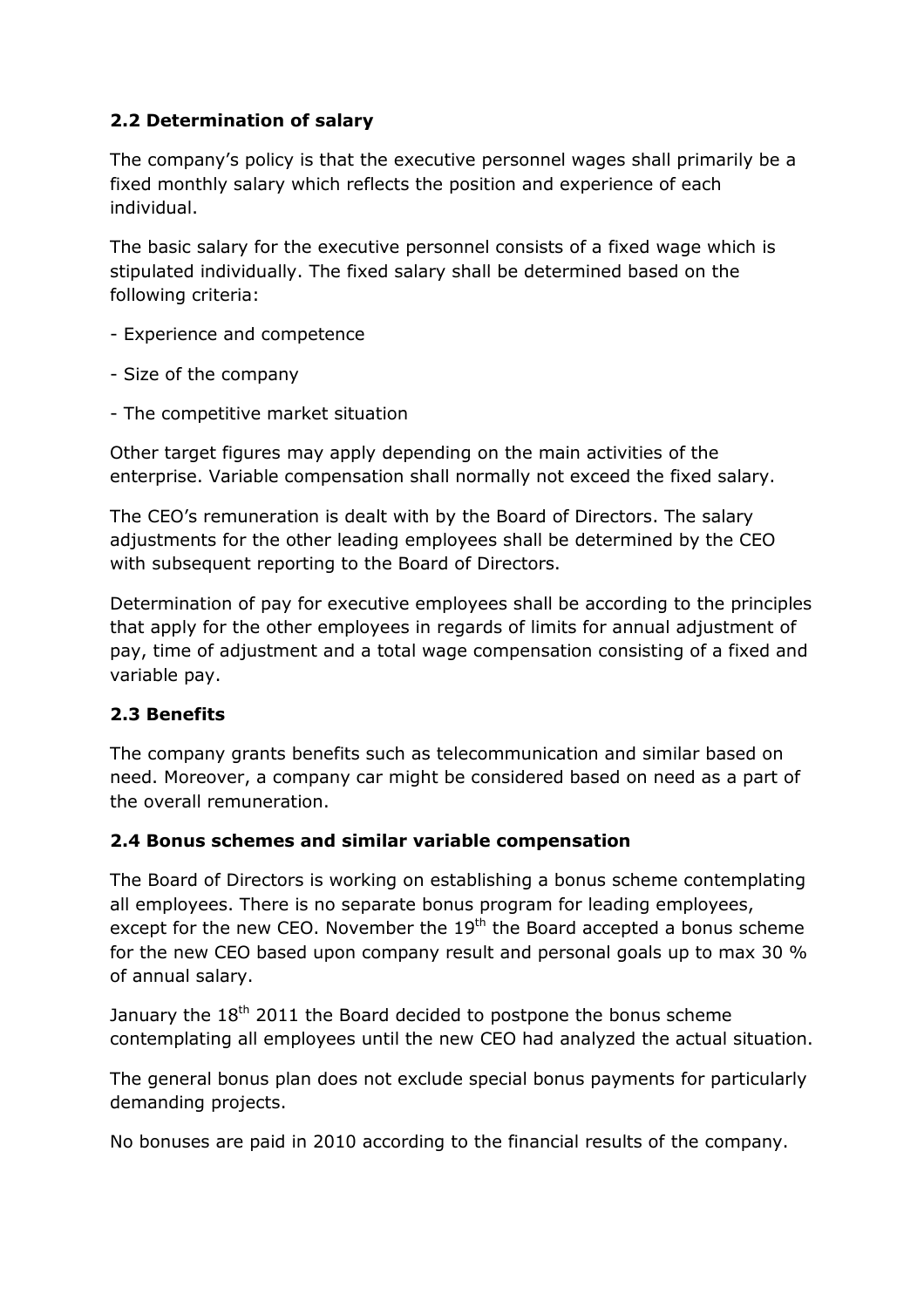### 2.2 Determination of salary

The company's policy is that the executive personnel wages shall primarily be a fixed monthly salary which reflects the position and experience of each individual.

The basic salary for the executive personnel consists of a fixed wage which is stipulated individually. The fixed salary shall be determined based on the following criteria:

- Experience and competence
- Size of the company
- The competitive market situation

Other target figures may apply depending on the main activities of the enterprise. Variable compensation shall normally not exceed the fixed salary.

The CEO's remuneration is dealt with by the Board of Directors. The salary adjustments for the other leading employees shall be determined by the CEO with subsequent reporting to the Board of Directors.

Determination of pay for executive employees shall be according to the principles that apply for the other employees in regards of limits for annual adjustment of pay, time of adjustment and a total wage compensation consisting of a fixed and variable pay.

### 2.3 Benefits

The company grants benefits such as telecommunication and similar based on need. Moreover, a company car might be considered based on need as a part of the overall remuneration.

### 2.4 Bonus schemes and similar variable compensation

The Board of Directors is working on establishing a bonus scheme contemplating all employees. There is no separate bonus program for leading employees, except for the new CEO. November the 19th the Board accepted a bonus scheme for the new CEO based upon company result and personal goals up to max 30 % of annual salary.

January the 18th 2011 the Board decided to postpone the bonus scheme contemplating all employees until the new CEO had analyzed the actual situation.

The general bonus plan does not exclude special bonus payments for particularly demanding projects.

No bonuses are paid in 2010 according to the financial results of the company.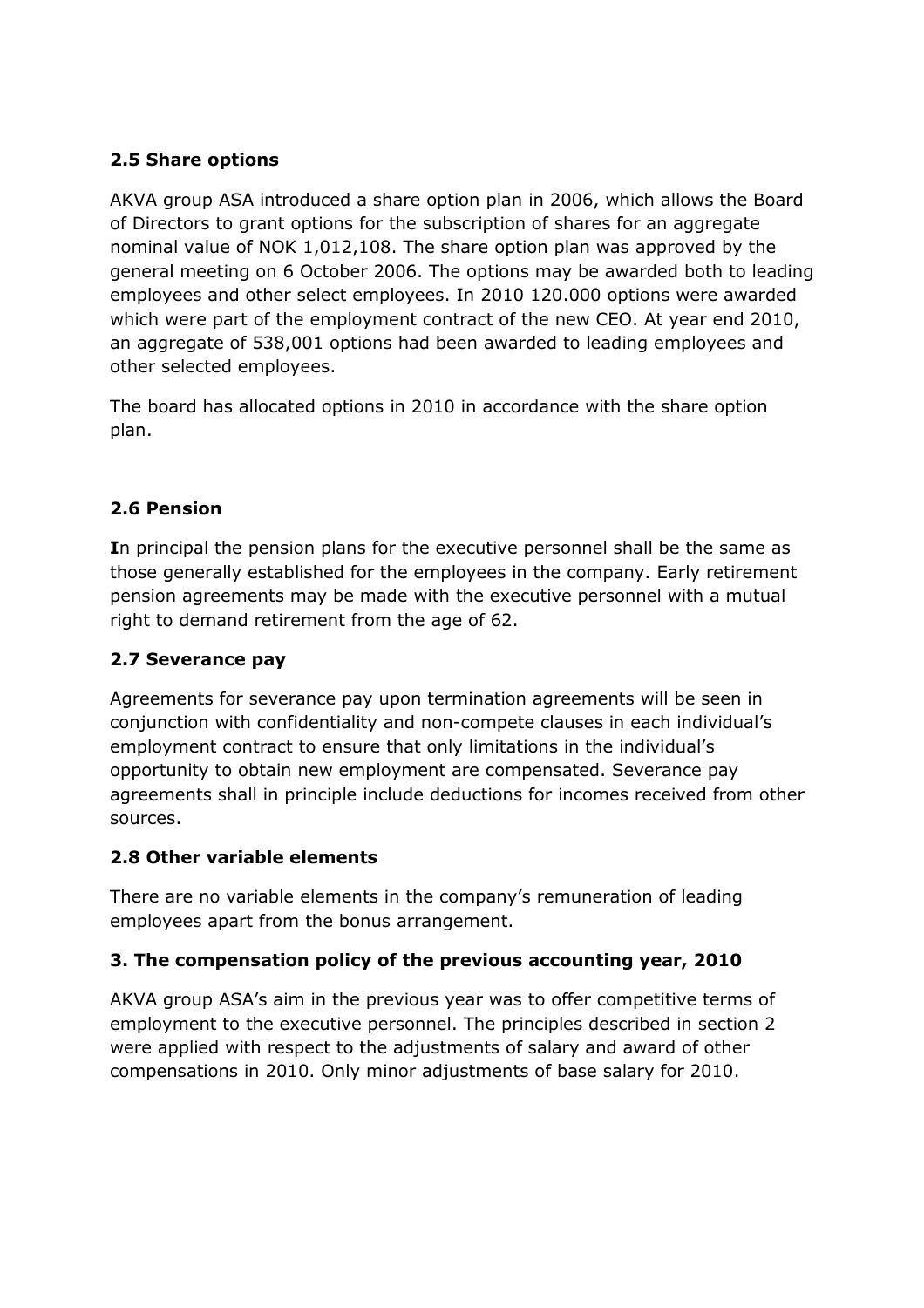### 2.5 Share options

AKVA group ASA introduced a share option plan in 2006, which allows the Board of Directors to grant options for the subscription of shares for an aggregate nominal value of NOK 1,012,108. The share option plan was approved by the general meeting on 6 October 2006. The options may be awarded both to leading employees and other select employees. In 2010 120.000 options were awarded which were part of the employment contract of the new CEO. At year end 2010, an aggregate of 538,001 options had been awarded to leading employees and other selected employees.

The board has allocated options in 2010 in accordance with the share option plan.

### 2.6 Pension

**I**n principal the pension plans for the executive personnel shall be the same as those generally established for the employees in the company. Early retirement pension agreements may be made with the executive personnel with a mutual right to demand retirement from the age of 62.

### 2.7 Severance pay

Agreements for severance pay upon termination agreements will be seen in conjunction with confidentiality and non-compete clauses in each individual's employment contract to ensure that only limitations in the individual's opportunity to obtain new employment are compensated. Severance pay agreements shall in principle include deductions for incomes received from other sources.

### 2.8 Other variable elements

There are no variable elements in the company's remuneration of leading employees apart from the bonus arrangement.

## 3. The compensation policy of the previous accounting year, 2010

AKVA group ASA's aim in the previous year was to offer competitive terms of employment to the executive personnel. The principles described in section 2 were applied with respect to the adjustments of salary and award of other compensations in 2010. Only minor adjustments of base salary for 2010.